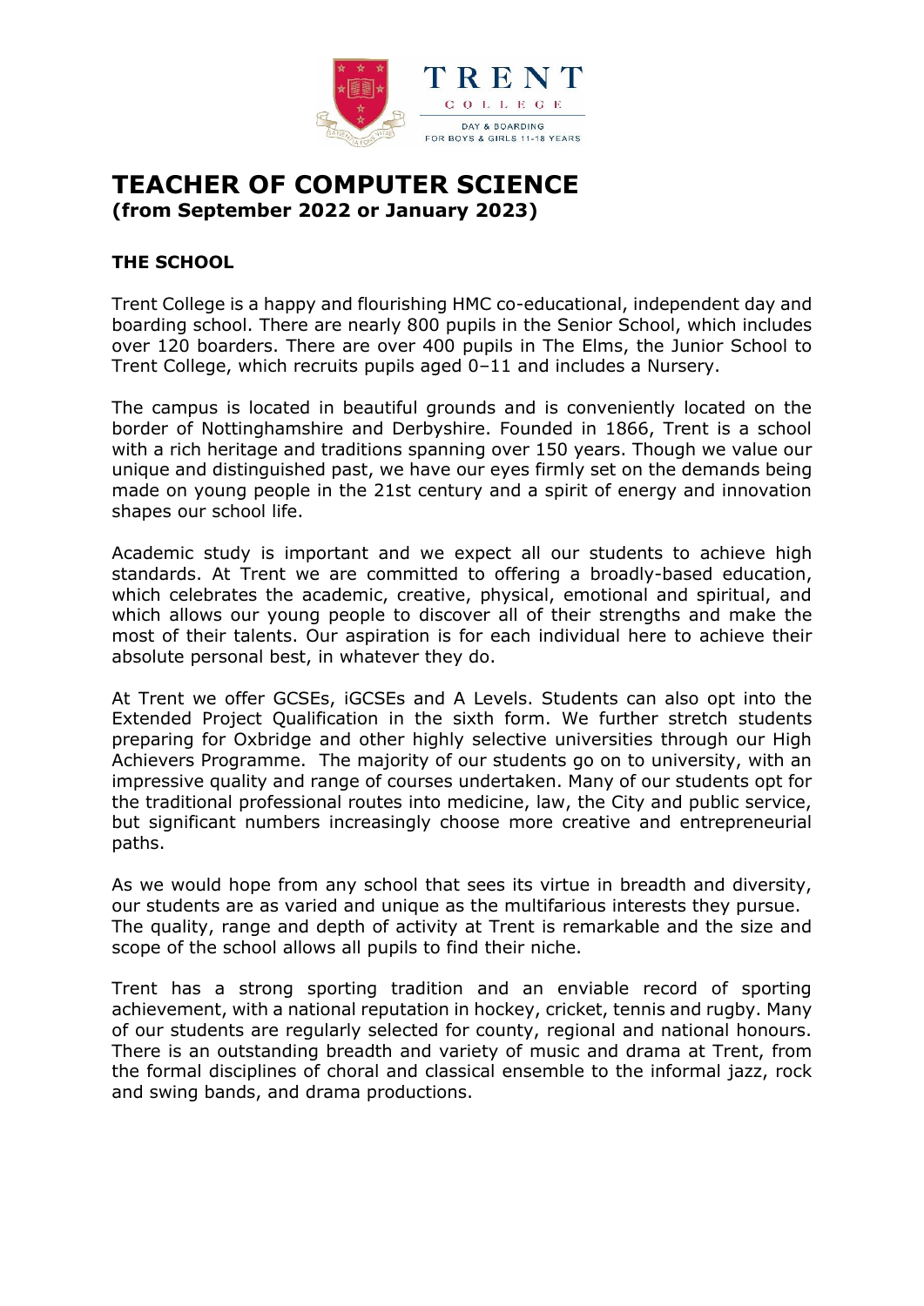TRENT

COLLEGE

DAY & BOARDING
FOR BOYS & GIRLS 11-18 YEARS

# TEACHER OF COMPUTER SCIENCE
**(from September 2022 or January 2023)**

## THE SCHOOL

Trent College is a happy and flourishing HMC co-educational, independent day and boarding school. There are nearly 800 pupils in the Senior School, which includes over 120 boarders. There are over 400 pupils in The Elms, the Junior School to Trent College, which recruits pupils aged 0–11 and includes a Nursery.

The campus is located in beautiful grounds and is conveniently located on the border of Nottinghamshire and Derbyshire. Founded in 1866, Trent is a school with a rich heritage and traditions spanning over 150 years. Though we value our unique and distinguished past, we have our eyes firmly set on the demands being made on young people in the 21st century and a spirit of energy and innovation shapes our school life.

Academic study is important and we expect all our students to achieve high standards. At Trent we are committed to offering a broadly-based education, which celebrates the academic, creative, physical, emotional and spiritual, and which allows our young people to discover all of their strengths and make the most of their talents. Our aspiration is for each individual here to achieve their absolute personal best, in whatever they do.

At Trent we offer GCSEs, iGCSEs and A Levels. Students can also opt into the Extended Project Qualification in the sixth form. We further stretch students preparing for Oxbridge and other highly selective universities through our High Achievers Programme. The majority of our students go on to university, with an impressive quality and range of courses undertaken. Many of our students opt for the traditional professional routes into medicine, law, the City and public service, but significant numbers increasingly choose more creative and entrepreneurial paths.

As we would hope from any school that sees its virtue in breadth and diversity, our students are as varied and unique as the multifarious interests they pursue. The quality, range and depth of activity at Trent is remarkable and the size and scope of the school allows all pupils to find their niche.

Trent has a strong sporting tradition and an enviable record of sporting achievement, with a national reputation in hockey, cricket, tennis and rugby. Many of our students are regularly selected for county, regional and national honours. There is an outstanding breadth and variety of music and drama at Trent, from the formal disciplines of choral and classical ensemble to the informal jazz, rock and swing bands, and drama productions.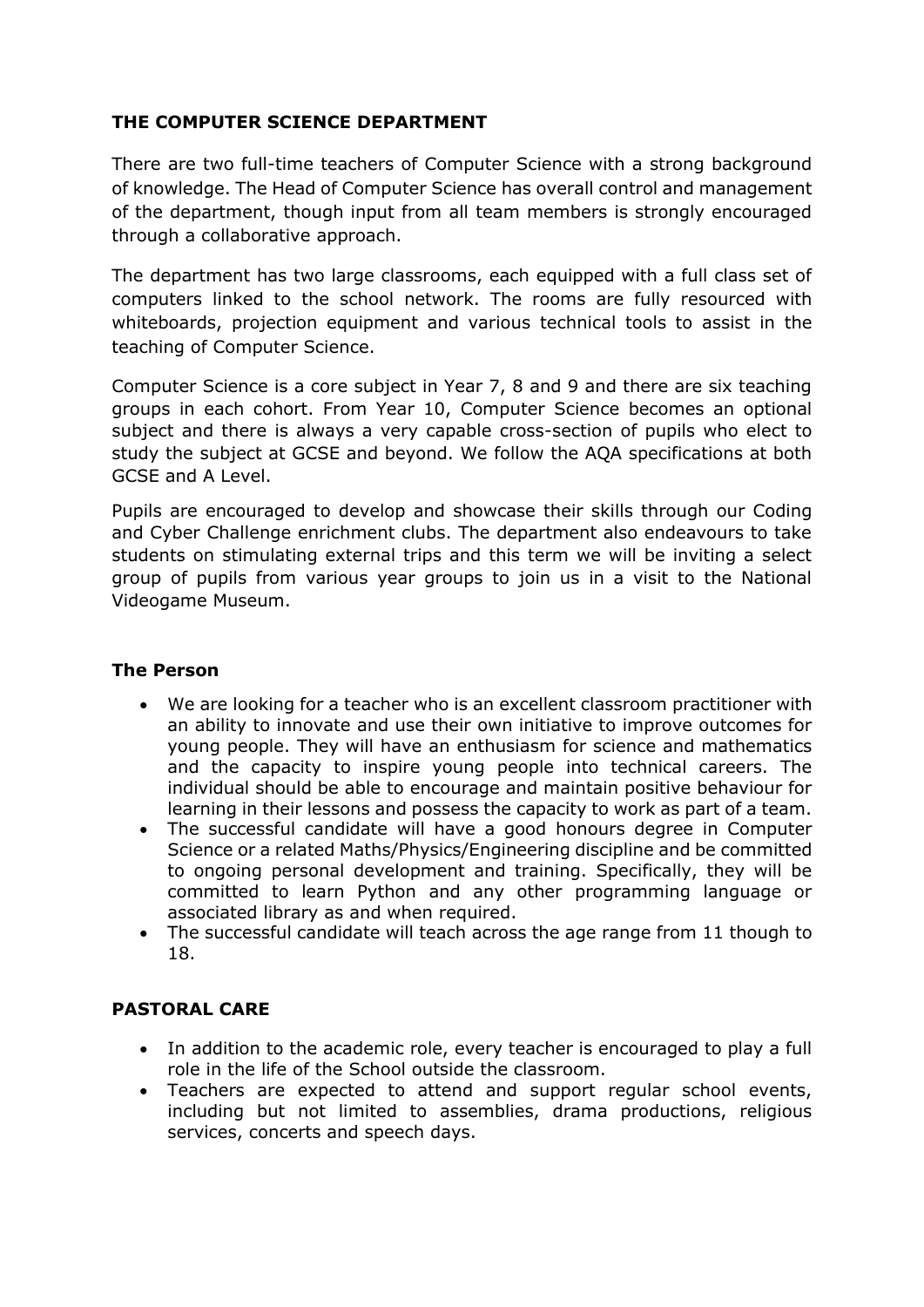## THE COMPUTER SCIENCE DEPARTMENT

There are two full-time teachers of Computer Science with a strong background of knowledge. The Head of Computer Science has overall control and management of the department, though input from all team members is strongly encouraged through a collaborative approach.

The department has two large classrooms, each equipped with a full class set of computers linked to the school network. The rooms are fully resourced with whiteboards, projection equipment and various technical tools to assist in the teaching of Computer Science.

Computer Science is a core subject in Year 7, 8 and 9 and there are six teaching groups in each cohort. From Year 10, Computer Science becomes an optional subject and there is always a very capable cross-section of pupils who elect to study the subject at GCSE and beyond. We follow the AQA specifications at both GCSE and A Level.

Pupils are encouraged to develop and showcase their skills through our Coding and Cyber Challenge enrichment clubs. The department also endeavours to take students on stimulating external trips and this term we will be inviting a select group of pupils from various year groups to join us in a visit to the National Videogame Museum.

### The Person

- We are looking for a teacher who is an excellent classroom practitioner with an ability to innovate and use their own initiative to improve outcomes for young people. They will have an enthusiasm for science and mathematics and the capacity to inspire young people into technical careers. The individual should be able to encourage and maintain positive behaviour for learning in their lessons and possess the capacity to work as part of a team.
- The successful candidate will have a good honours degree in Computer Science or a related Maths/Physics/Engineering discipline and be committed to ongoing personal development and training. Specifically, they will be committed to learn Python and any other programming language or associated library as and when required.
- The successful candidate will teach across the age range from 11 though to 18.

## PASTORAL CARE

- In addition to the academic role, every teacher is encouraged to play a full role in the life of the School outside the classroom.
- Teachers are expected to attend and support regular school events, including but not limited to assemblies, drama productions, religious services, concerts and speech days.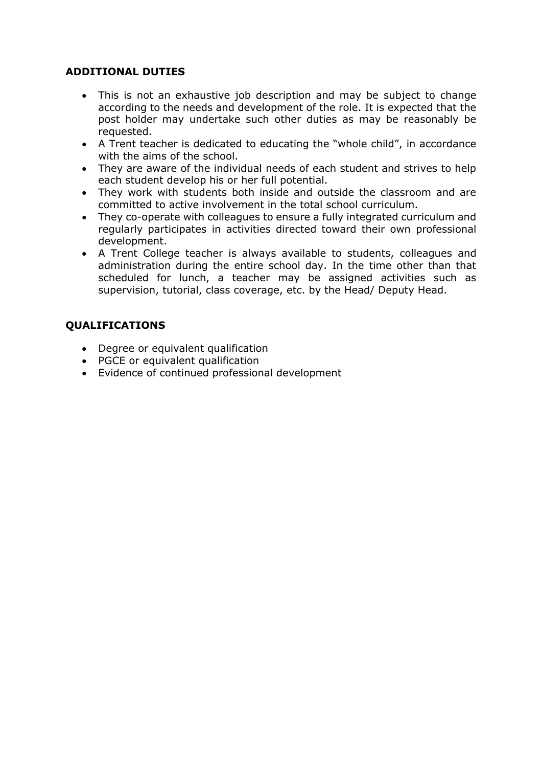## ADDITIONAL DUTIES

- This is not an exhaustive job description and may be subject to change according to the needs and development of the role. It is expected that the post holder may undertake such other duties as may be reasonably be requested.
- A Trent teacher is dedicated to educating the "whole child", in accordance with the aims of the school.
- They are aware of the individual needs of each student and strives to help each student develop his or her full potential.
- They work with students both inside and outside the classroom and are committed to active involvement in the total school curriculum.
- They co-operate with colleagues to ensure a fully integrated curriculum and regularly participates in activities directed toward their own professional development.
- A Trent College teacher is always available to students, colleagues and administration during the entire school day. In the time other than that scheduled for lunch, a teacher may be assigned activities such as supervision, tutorial, class coverage, etc. by the Head/ Deputy Head.

## QUALIFICATIONS

- Degree or equivalent qualification
- PGCE or equivalent qualification
- Evidence of continued professional development